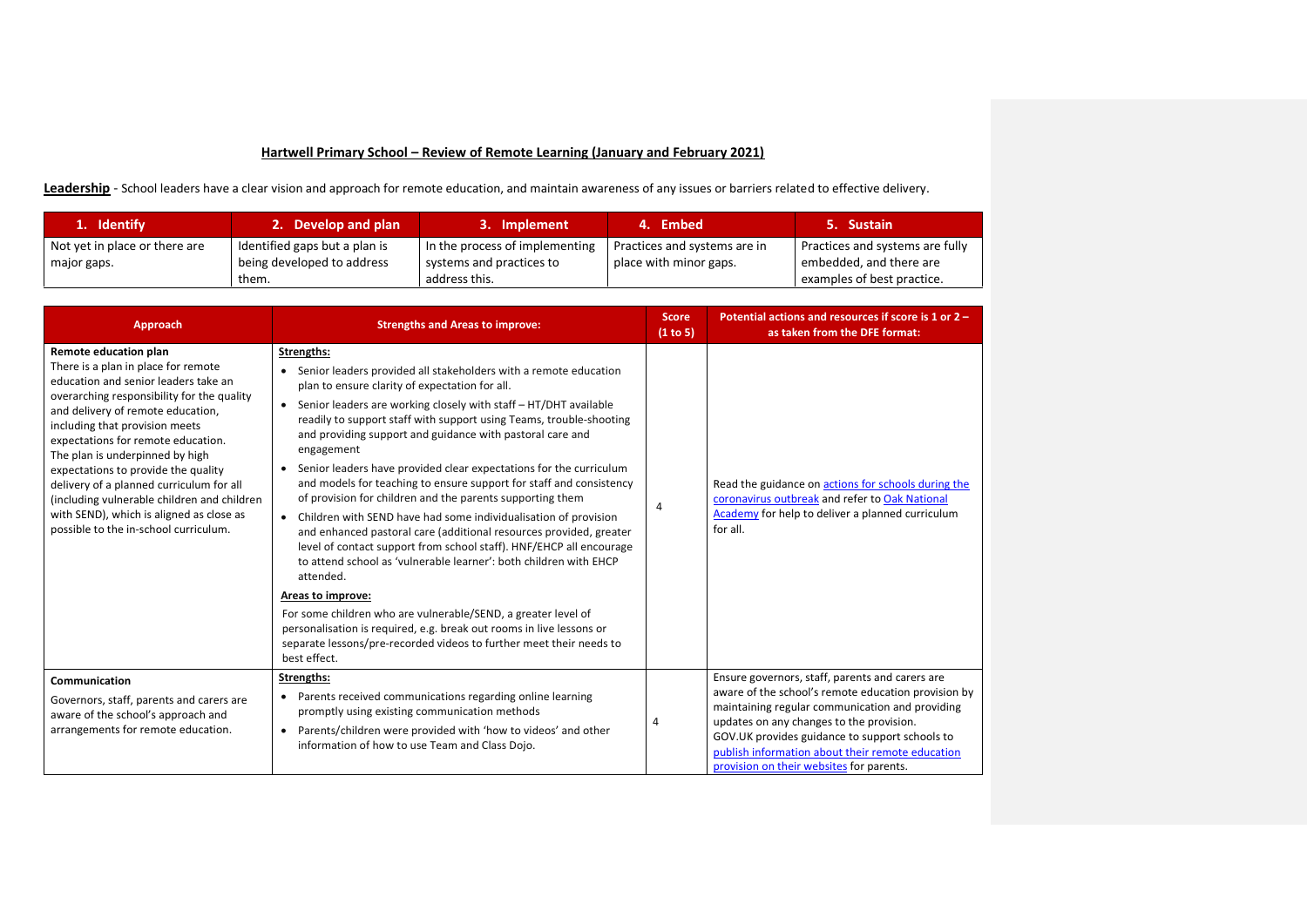## Hartwell Primary School – Review of Remote Learning (January and February 2021)

**Leadership** - School leaders have a clear vision and approach for remote education, and maintain awareness of any issues or barriers related to effective delivery.

| 1. Identify | 2. Develop and plan | 3. Implement | 4. Embed | 5. Sustain |
|---|---|---|---|---|
| Not yet in place or there are major gaps. | Identified gaps but a plan is being developed to address them. | In the process of implementing systems and practices to address this. | Practices and systems are in place with minor gaps. | Practices and systems are fully embedded, and there are examples of best practice. |

| Approach | Strengths and Areas to improve: | Score (1 to 5) | Potential actions and resources if score is 1 or 2 – as taken from the DFE format: |
|---|---|---|---|
| **Remote education plan**<br>There is a plan in place for remote education and senior leaders take an overarching responsibility for the quality and delivery of remote education, including that provision meets expectations for remote education. The plan is underpinned by high expectations to provide the quality delivery of a planned curriculum for all (including vulnerable children and children with SEND), which is aligned as close as possible to the in-school curriculum. | **Strengths:**<br>• Senior leaders provided all stakeholders with a remote education plan to ensure clarity of expectation for all.<br>• Senior leaders are working closely with staff – HT/DHT available readily to support staff with support using Teams, trouble-shooting and providing support and guidance with pastoral care and engagement<br>• Senior leaders have provided clear expectations for the curriculum and models for teaching to ensure support for staff and consistency of provision for children and the parents supporting them<br>• Children with SEND have had some individualisation of provision and enhanced pastoral care (additional resources provided, greater level of contact support from school staff). HNF/EHCP all encourage to attend school as 'vulnerable learner': both children with EHCP attended.<br>**Areas to improve:**<br>For some children who are vulnerable/SEND, a greater level of personalisation is required, e.g. break out rooms in live lessons or separate lessons/pre-recorded videos to further meet their needs to best effect. | 4 | Read the guidance on actions for schools during the coronavirus outbreak and refer to Oak National Academy for help to deliver a planned curriculum for all. |
| **Communication**<br>Governors, staff, parents and carers are aware of the school's approach and arrangements for remote education. | **Strengths:**<br>• Parents received communications regarding online learning promptly using existing communication methods<br>• Parents/children were provided with 'how to videos' and other information of how to use Team and Class Dojo. | 4 | Ensure governors, staff, parents and carers are aware of the school's remote education provision by maintaining regular communication and providing updates on any changes to the provision. GOV.UK provides guidance to support schools to publish information about their remote education provision on their websites for parents. |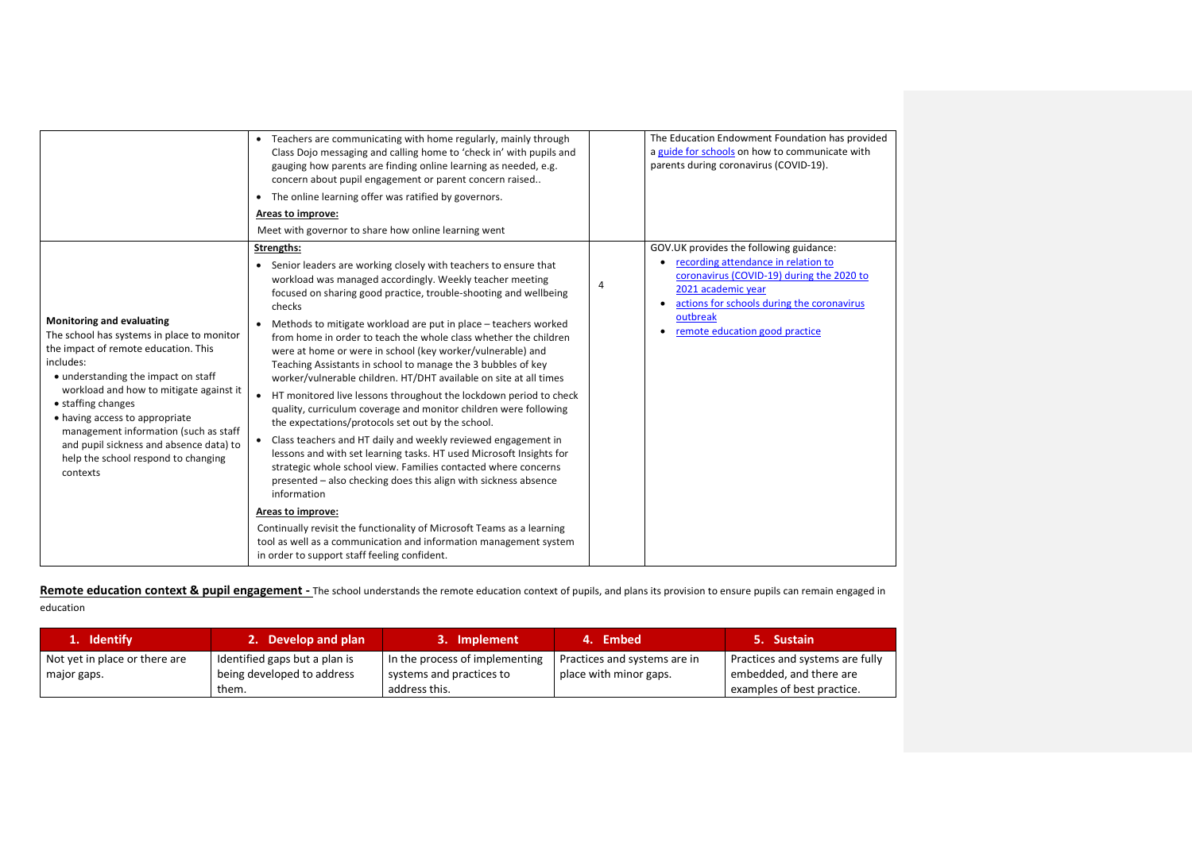| | | | |
|---|---|---|---|
| | • Teachers are communicating with home regularly, mainly through Class Dojo messaging and calling home to 'check in' with pupils and gauging how parents are finding online learning as needed, e.g. concern about pupil engagement or parent concern raised..<br>• The online learning offer was ratified by governors.<br>**Areas to improve:**<br>Meet with governor to share how online learning went | | The Education Endowment Foundation has provided a guide for schools on how to communicate with parents during coronavirus (COVID-19). |
| **Monitoring and evaluating**<br>The school has systems in place to monitor the impact of remote education. This includes:<br>• understanding the impact on staff workload and how to mitigate against it<br>• staffing changes<br>• having access to appropriate management information (such as staff and pupil sickness and absence data) to help the school respond to changing contexts | **Strengths:**<br>• Senior leaders are working closely with teachers to ensure that workload was managed accordingly. Weekly teacher meeting focused on sharing good practice, trouble-shooting and wellbeing checks<br>• Methods to mitigate workload are put in place – teachers worked from home in order to teach the whole class whether the children were at home or were in school (key worker/vulnerable) and Teaching Assistants in school to manage the 3 bubbles of key worker/vulnerable children. HT/DHT available on site at all times<br>• HT monitored live lessons throughout the lockdown period to check quality, curriculum coverage and monitor children were following the expectations/protocols set out by the school.<br>• Class teachers and HT daily and weekly reviewed engagement in lessons and with set learning tasks. HT used Microsoft Insights for strategic whole school view. Families contacted where concerns presented – also checking does this align with sickness absence information<br>**Areas to improve:**<br>Continually revisit the functionality of Microsoft Teams as a learning tool as well as a communication and information management system in order to support staff feeling confident. | 4 | GOV.UK provides the following guidance:<br>• recording attendance in relation to coronavirus (COVID-19) during the 2020 to 2021 academic year<br>• actions for schools during the coronavirus outbreak<br>• remote education good practice |

**Remote education context & pupil engagement -** The school understands the remote education context of pupils, and plans its provision to ensure pupils can remain engaged in education

| 1. Identify | 2. Develop and plan | 3. Implement | 4. Embed | 5. Sustain |
|---|---|---|---|---|
| Not yet in place or there are major gaps. | Identified gaps but a plan is being developed to address them. | In the process of implementing systems and practices to address this. | Practices and systems are in place with minor gaps. | Practices and systems are fully embedded, and there are examples of best practice. |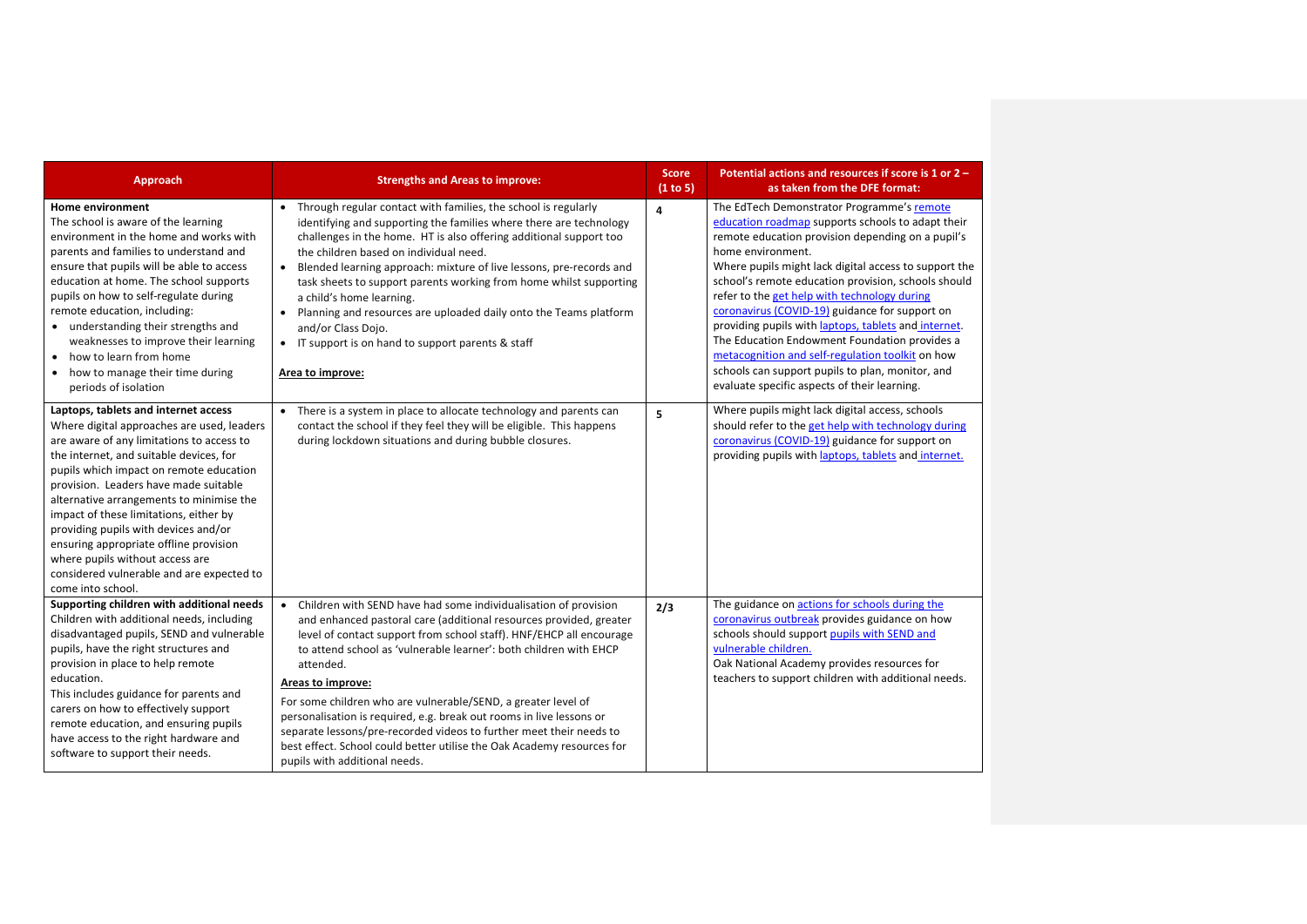| Approach | Strengths and Areas to improve: | Score (1 to 5) | Potential actions and resources if score is 1 or 2 – as taken from the DFE format: |
| --- | --- | --- | --- |
| **Home environment**<br>The school is aware of the learning environment in the home and works with parents and families to understand and ensure that pupils will be able to access education at home. The school supports pupils on how to self-regulate during remote education, including:<br>• understanding their strengths and weaknesses to improve their learning<br>• how to learn from home<br>• how to manage their time during periods of isolation | • Through regular contact with families, the school is regularly identifying and supporting the families where there are technology challenges in the home. HT is also offering additional support too the children based on individual need.<br>• Blended learning approach: mixture of live lessons, pre-records and task sheets to support parents working from home whilst supporting a child's home learning.<br>• Planning and resources are uploaded daily onto the Teams platform and/or Class Dojo.<br>• IT support is on hand to support parents & staff<br><br>**Area to improve:** | 4 | The EdTech Demonstrator Programme's remote education roadmap supports schools to adapt their remote education provision depending on a pupil's home environment.<br>Where pupils might lack digital access to support the school's remote education provision, schools should refer to the get help with technology during coronavirus (COVID-19) guidance for support on providing pupils with laptops, tablets and internet.<br>The Education Endowment Foundation provides a metacognition and self-regulation toolkit on how schools can support pupils to plan, monitor, and evaluate specific aspects of their learning. |
| **Laptops, tablets and internet access**<br>Where digital approaches are used, leaders are aware of any limitations to access to the internet, and suitable devices, for pupils which impact on remote education provision. Leaders have made suitable alternative arrangements to minimise the impact of these limitations, either by providing pupils with devices and/or ensuring appropriate offline provision where pupils without access are considered vulnerable and are expected to come into school. | • There is a system in place to allocate technology and parents can contact the school if they feel they will be eligible. This happens during lockdown situations and during bubble closures. | 5 | Where pupils might lack digital access, schools should refer to the get help with technology during coronavirus (COVID-19) guidance for support on providing pupils with laptops, tablets and internet. |
| **Supporting children with additional needs**<br>Children with additional needs, including disadvantaged pupils, SEND and vulnerable pupils, have the right structures and provision in place to help remote education.<br>This includes guidance for parents and carers on how to effectively support remote education, and ensuring pupils have access to the right hardware and software to support their needs. | • Children with SEND have had some individualisation of provision and enhanced pastoral care (additional resources provided, greater level of contact support from school staff). HNF/EHCP all encourage to attend school as 'vulnerable learner': both children with EHCP attended.<br><br>**Areas to improve:**<br>For some children who are vulnerable/SEND, a greater level of personalisation is required, e.g. break out rooms in live lessons or separate lessons/pre-recorded videos to further meet their needs to best effect. School could better utilise the Oak Academy resources for pupils with additional needs. | 2/3 | The guidance on actions for schools during the coronavirus outbreak provides guidance on how schools should support pupils with SEND and vulnerable children.<br>Oak National Academy provides resources for teachers to support children with additional needs. |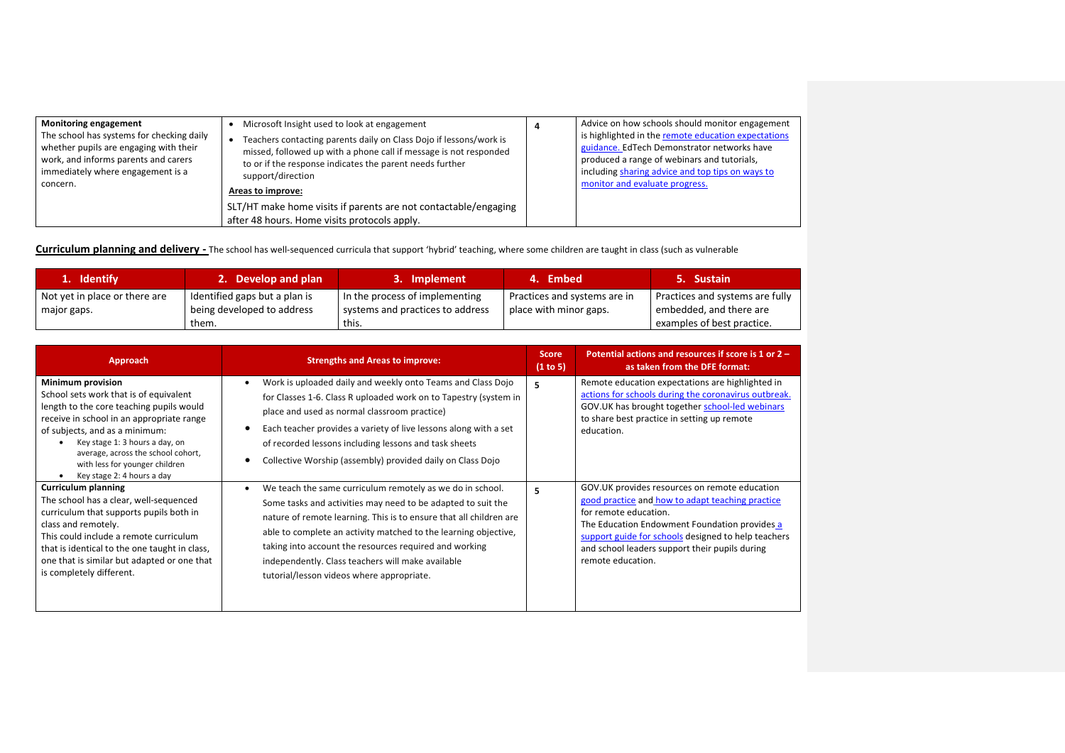| Monitoring engagement<br>The school has systems for checking daily whether pupils are engaging with their work, and informs parents and carers immediately where engagement is a concern. | • Microsoft Insight used to look at engagement<br>• Teachers contacting parents daily on Class Dojo if lessons/work is missed, followed up with a phone call if message is not responded to or if the response indicates the parent needs further support/direction<br>**Areas to improve:**<br>SLT/HT make home visits if parents are not contactable/engaging after 48 hours. Home visits protocols apply. | 4 | Advice on how schools should monitor engagement is highlighted in the remote education expectations guidance. EdTech Demonstrator networks have produced a range of webinars and tutorials, including sharing advice and top tips on ways to monitor and evaluate progress. |
|---|---|---|---|

**Curriculum planning and delivery -** The school has well-sequenced curricula that support 'hybrid' teaching, where some children are taught in class (such as vulnerable

| 1. Identify | 2. Develop and plan | 3. Implement | 4. Embed | 5. Sustain |
|---|---|---|---|---|
| Not yet in place or there are major gaps. | Identified gaps but a plan is being developed to address them. | In the process of implementing systems and practices to address this. | Practices and systems are in place with minor gaps. | Practices and systems are fully embedded, and there are examples of best practice. |

| Approach | Strengths and Areas to improve: | Score (1 to 5) | Potential actions and resources if score is 1 or 2 – as taken from the DFE format: |
|---|---|---|---|
| **Minimum provision**<br>School sets work that is of equivalent length to the core teaching pupils would receive in school in an appropriate range of subjects, and as a minimum:<br>• Key stage 1: 3 hours a day, on average, across the school cohort, with less for younger children<br>• Key stage 2: 4 hours a day | • Work is uploaded daily and weekly onto Teams and Class Dojo for Classes 1-6. Class R uploaded work on to Tapestry (system in place and used as normal classroom practice)<br>• Each teacher provides a variety of live lessons along with a set of recorded lessons including lessons and task sheets<br>• Collective Worship (assembly) provided daily on Class Dojo | 5 | Remote education expectations are highlighted in actions for schools during the coronavirus outbreak. GOV.UK has brought together school-led webinars to share best practice in setting up remote education. |
| **Curriculum planning**<br>The school has a clear, well-sequenced curriculum that supports pupils both in class and remotely.<br>This could include a remote curriculum that is identical to the one taught in class, one that is similar but adapted or one that is completely different. | • We teach the same curriculum remotely as we do in school. Some tasks and activities may need to be adapted to suit the nature of remote learning. This is to ensure that all children are able to complete an activity matched to the learning objective, taking into account the resources required and working independently. Class teachers will make available tutorial/lesson videos where appropriate. | 5 | GOV.UK provides resources on remote education good practice and how to adapt teaching practice for remote education.<br>The Education Endowment Foundation provides a support guide for schools designed to help teachers and school leaders support their pupils during remote education. |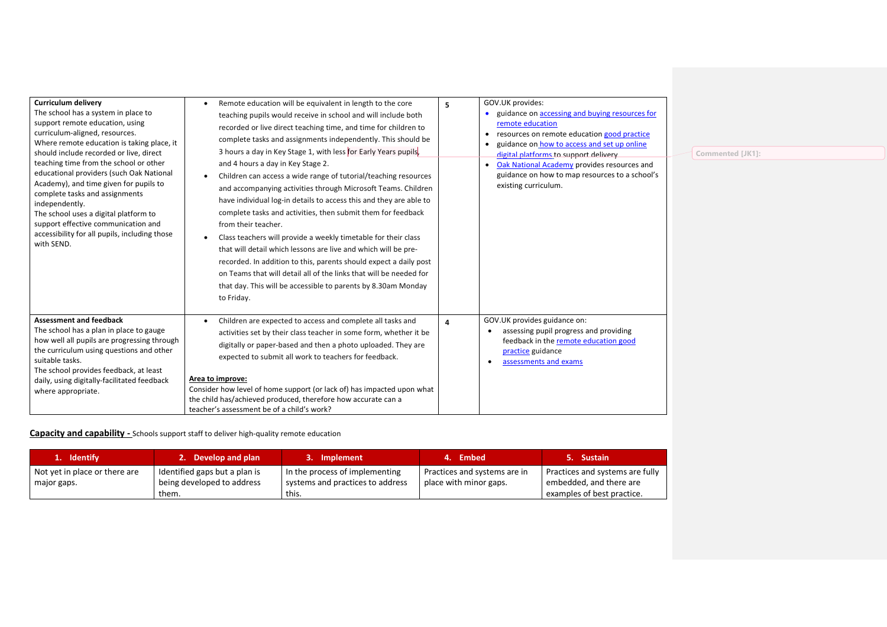| **Curriculum delivery**<br>The school has a system in place to support remote education, using curriculum-aligned, resources.<br>Where remote education is taking place, it should include recorded or live, direct teaching time from the school or other educational providers (such Oak National Academy), and time given for pupils to complete tasks and assignments independently.<br>The school uses a digital platform to support effective communication and accessibility for all pupils, including those with SEND. | • Remote education will be equivalent in length to the core teaching pupils would receive in school and will include both recorded or live direct teaching time, and time for children to complete tasks and assignments independently. This should be 3 hours a day in Key Stage 1, with less for Early Years pupils, and 4 hours a day in Key Stage 2.<br>• Children can access a wide range of tutorial/teaching resources and accompanying activities through Microsoft Teams. Children have individual log-in details to access this and they are able to complete tasks and activities, then submit them for feedback from their teacher.<br>• Class teachers will provide a weekly timetable for their class that will detail which lessons are live and which will be pre-recorded. In addition to this, parents should expect a daily post on Teams that will detail all of the links that will be needed for that day. This will be accessible to parents by 8.30am Monday to Friday. | **5** | GOV.UK provides:<br>• guidance on accessing and buying resources for remote education<br>• resources on remote education good practice<br>• guidance on how to access and set up online digital platforms to support delivery<br>• Oak National Academy provides resources and guidance on how to map resources to a school's existing curriculum. |
|---|---|---|---|
| **Assessment and feedback**<br>The school has a plan in place to gauge how well all pupils are progressing through the curriculum using questions and other suitable tasks.<br>The school provides feedback, at least daily, using digitally-facilitated feedback where appropriate. | • Children are expected to access and complete all tasks and activities set by their class teacher in some form, whether it be digitally or paper-based and then a photo uploaded. They are expected to submit all work to teachers for feedback.<br><br>**Area to improve:**<br>Consider how level of home support (or lack of) has impacted upon what the child has/achieved produced, therefore how accurate can a teacher's assessment be of a child's work? | **4** | GOV.UK provides guidance on:<br>• assessing pupil progress and providing feedback in the remote education good practice guidance<br>• assessments and exams |

**Capacity and capability -** Schools support staff to deliver high-quality remote education

| 1. Identify | 2. Develop and plan | 3. Implement | 4. Embed | 5. Sustain |
|---|---|---|---|---|
| Not yet in place or there are major gaps. | Identified gaps but a plan is being developed to address them. | In the process of implementing systems and practices to address this. | Practices and systems are in place with minor gaps. | Practices and systems are fully embedded, and there are examples of best practice. |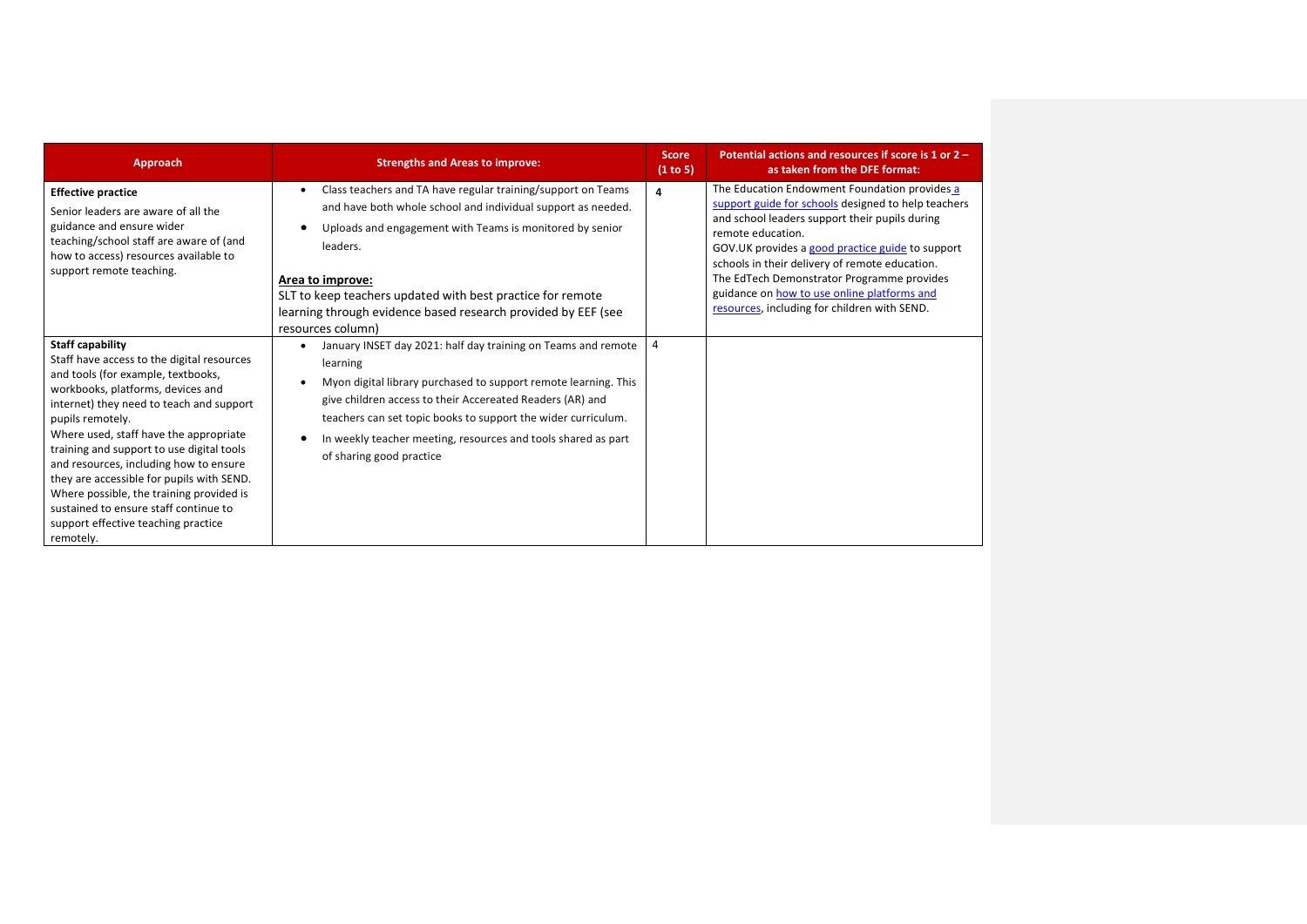| Approach | Strengths and Areas to improve: | Score (1 to 5) | Potential actions and resources if score is 1 or 2 – as taken from the DFE format: |
|---|---|---|---|
| **Effective practice**<br>Senior leaders are aware of all the guidance and ensure wider teaching/school staff are aware of (and how to access) resources available to support remote teaching. | • Class teachers and TA have regular training/support on Teams and have both whole school and individual support as needed.<br>• Uploads and engagement with Teams is monitored by senior leaders.<br><br>**Area to improve:**<br>SLT to keep teachers updated with best practice for remote learning through evidence based research provided by EEF (see resources column) | **4** | The Education Endowment Foundation provides a support guide for schools designed to help teachers and school leaders support their pupils during remote education.<br>GOV.UK provides a good practice guide to support schools in their delivery of remote education.<br>The EdTech Demonstrator Programme provides guidance on how to use online platforms and resources, including for children with SEND. |
| **Staff capability**<br>Staff have access to the digital resources and tools (for example, textbooks, workbooks, platforms, devices and internet) they need to teach and support pupils remotely.<br>Where used, staff have the appropriate training and support to use digital tools and resources, including how to ensure they are accessible for pupils with SEND.<br>Where possible, the training provided is sustained to ensure staff continue to support effective teaching practice remotely. | • January INSET day 2021: half day training on Teams and remote learning<br>• Myon digital library purchased to support remote learning. This give children access to their Accereated Readers (AR) and teachers can set topic books to support the wider curriculum.<br>• In weekly teacher meeting, resources and tools shared as part of sharing good practice | 4 | |